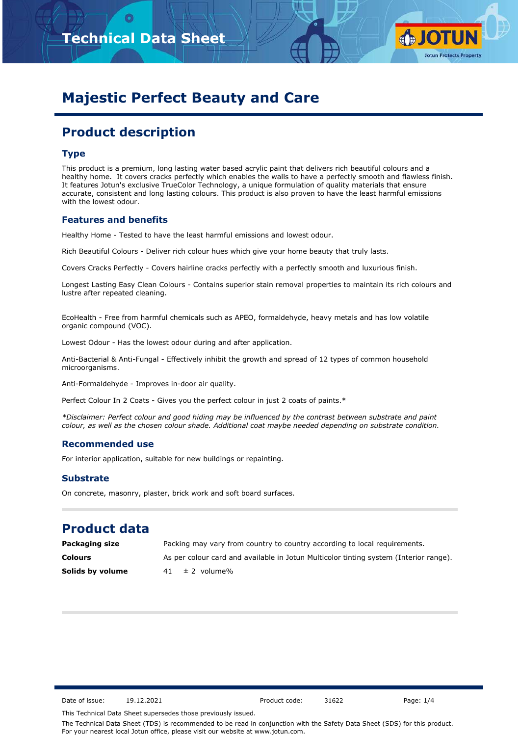# Technical Data Sheet

# Majestic Perfect Beauty and Care

## Product description

### Type

This product is a premium, long lasting water based acrylic paint that delivers rich beautiful colours and a healthy home. It covers cracks perfectly which enables the walls to have a perfectly smooth and flawless finish. It features Jotun's exclusive TrueColor Technology, a unique formulation of quality materials that ensure accurate, consistent and long lasting colours. This product is also proven to have the least harmful emissions with the lowest odour.

### Features and benefits

Healthy Home - Tested to have the least harmful emissions and lowest odour.

Rich Beautiful Colours - Deliver rich colour hues which give your home beauty that truly lasts.

Covers Cracks Perfectly - Covers hairline cracks perfectly with a perfectly smooth and luxurious finish.

Longest Lasting Easy Clean Colours - Contains superior stain removal properties to maintain its rich colours and lustre after repeated cleaning.

EcoHealth - Free from harmful chemicals such as APEO, formaldehyde, heavy metals and has low volatile organic compound (VOC).

Lowest Odour - Has the lowest odour during and after application.

Anti-Bacterial & Anti-Fungal - Effectively inhibit the growth and spread of 12 types of common household microorganisms.

Anti-Formaldehyde - Improves in-door air quality.

Perfect Colour In 2 Coats - Gives you the perfect colour in just 2 coats of paints.*

*\*Disclaimer: Perfect colour and good hiding may be influenced by the contrast between substrate and paint colour, as well as the chosen colour shade. Additional coat maybe needed depending on substrate condition.*

### Recommended use

For interior application, suitable for new buildings or repainting.

### Substrate

On concrete, masonry, plaster, brick work and soft board surfaces.

## Product data

| | |
|---|---|
| **Packaging size** | Packing may vary from country to country according to local requirements. |
| **Colours** | As per colour card and available in Jotun Multicolor tinting system (Interior range). |
| **Solids by volume** | 41 ± 2 volume% |

Date of issue: 19.12.2021 Product code: 31622

This Technical Data Sheet supersedes those previously issued.

The Technical Data Sheet (TDS) is recommended to be read in conjunction with the Safety Data Sheet (SDS) for this product. For your nearest local Jotun office, please visit our website at www.jotun.com.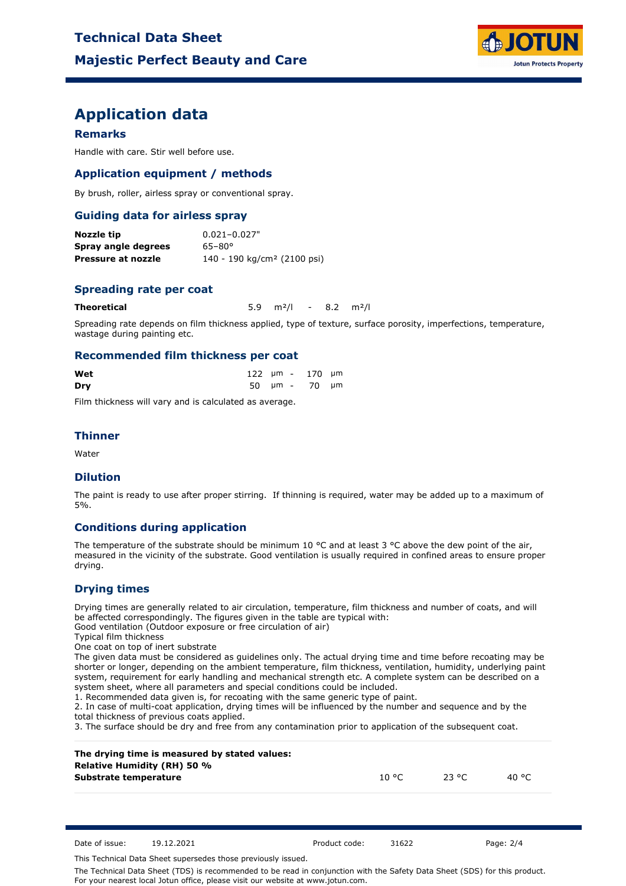# Application data

### Remarks

Handle with care. Stir well before use.

### Application equipment / methods

By brush, roller, airless spray or conventional spray.

### Guiding data for airless spray

| | |
|---|---|
| **Nozzle tip** | 0.021–0.027" |
| **Spray angle degrees** | 65–80° |
| **Pressure at nozzle** | 140 - 190 kg/cm² (2100 psi) |

### Spreading rate per coat

| | | | | |
|---|---|---|---|---|
| **Theoretical** | 5.9 m²/l | - | 8.2 m²/l | |

Spreading rate depends on film thickness applied, type of texture, surface porosity, imperfections, temperature, wastage during painting etc.

### Recommended film thickness per coat

| | | | |
|---|---|---|---|
| **Wet** | 122 µm | - | 170 µm |
| **Dry** | 50 µm | - | 70 µm |

Film thickness will vary and is calculated as average.

### Thinner

Water

### Dilution

The paint is ready to use after proper stirring. If thinning is required, water may be added up to a maximum of 5%.

### Conditions during application

The temperature of the substrate should be minimum 10 °C and at least 3 °C above the dew point of the air, measured in the vicinity of the substrate. Good ventilation is usually required in confined areas to ensure proper drying.

### Drying times

Drying times are generally related to air circulation, temperature, film thickness and number of coats, and will be affected correspondingly. The figures given in the table are typical with:
Good ventilation (Outdoor exposure or free circulation of air)
Typical film thickness
One coat on top of inert substrate
The given data must be considered as guidelines only. The actual drying time and time before recoating may be shorter or longer, depending on the ambient temperature, film thickness, ventilation, humidity, underlying paint system, requirement for early handling and mechanical strength etc. A complete system can be described on a system sheet, where all parameters and special conditions could be included.
1. Recommended data given is, for recoating with the same generic type of paint.
2. In case of multi-coat application, drying times will be influenced by the number and sequence and by the total thickness of previous coats applied.
3. The surface should be dry and free from any contamination prior to application of the subsequent coat.

| **The drying time is measured by stated values:**<br>**Relative Humidity (RH) 50 %**<br>**Substrate temperature** | 10 °C | 23 °C | 40 °C |
|---|---|---|---|

Date of issue: 19.12.2021 Product code: 31622

This Technical Data Sheet supersedes those previously issued.

The Technical Data Sheet (TDS) is recommended to be read in conjunction with the Safety Data Sheet (SDS) for this product. For your nearest local Jotun office, please visit our website at www.jotun.com.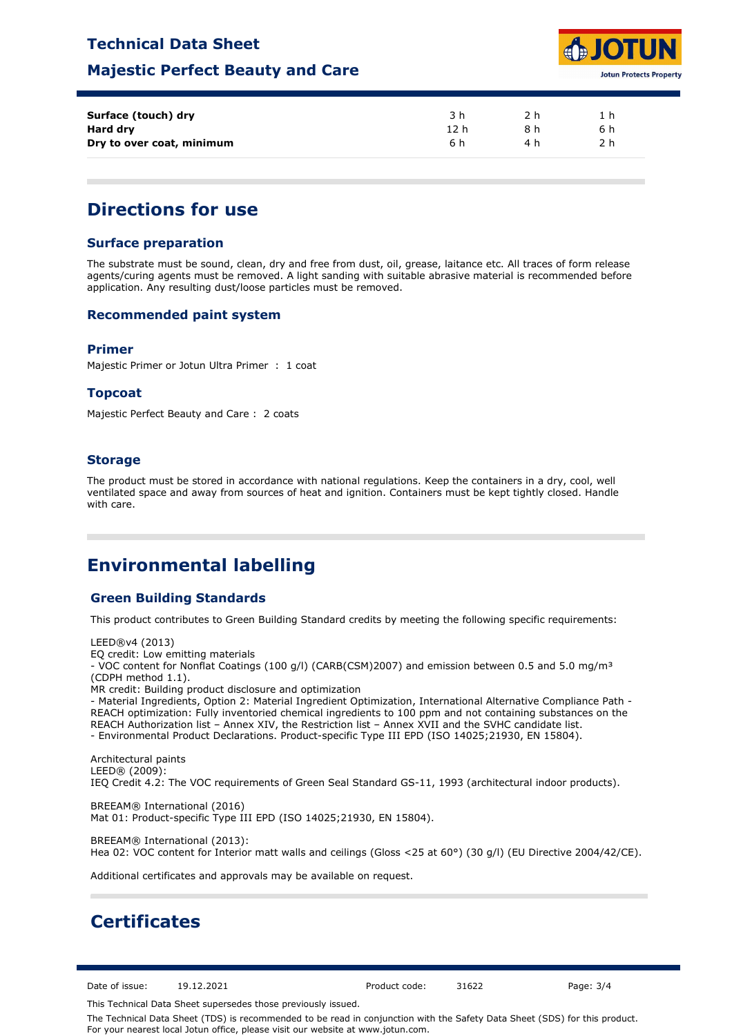| | | | |
|---|---|---|---|
| **Surface (touch) dry** | 3 h | 2 h | 1 h |
| **Hard dry** | 12 h | 8 h | 6 h |
| **Dry to over coat, minimum** | 6 h | 4 h | 2 h |

# Directions for use

## Surface preparation

The substrate must be sound, clean, dry and free from dust, oil, grease, laitance etc. All traces of form release agents/curing agents must be removed. A light sanding with suitable abrasive material is recommended before application. Any resulting dust/loose particles must be removed.

## Recommended paint system

### Primer

Majestic Primer or Jotun Ultra Primer : 1 coat

### Topcoat

Majestic Perfect Beauty and Care : 2 coats

## Storage

The product must be stored in accordance with national regulations. Keep the containers in a dry, cool, well ventilated space and away from sources of heat and ignition. Containers must be kept tightly closed. Handle with care.

# Environmental labelling

## Green Building Standards

This product contributes to Green Building Standard credits by meeting the following specific requirements:

LEED®v4 (2013)
EQ credit: Low emitting materials
- VOC content for Nonflat Coatings (100 g/l) (CARB(CSM)2007) and emission between 0.5 and 5.0 mg/m³ (CDPH method 1.1).
MR credit: Building product disclosure and optimization
- Material Ingredients, Option 2: Material Ingredient Optimization, International Alternative Compliance Path - REACH optimization: Fully inventoried chemical ingredients to 100 ppm and not containing substances on the REACH Authorization list – Annex XIV, the Restriction list – Annex XVII and the SVHC candidate list.
- Environmental Product Declarations. Product-specific Type III EPD (ISO 14025;21930, EN 15804).

Architectural paints
LEED® (2009):
IEQ Credit 4.2: The VOC requirements of Green Seal Standard GS-11, 1993 (architectural indoor products).

BREEAM® International (2016)
Mat 01: Product-specific Type III EPD (ISO 14025;21930, EN 15804).

BREEAM® International (2013):
Hea 02: VOC content for Interior matt walls and ceilings (Gloss <25 at 60°) (30 g/l) (EU Directive 2004/42/CE).

Additional certificates and approvals may be available on request.

# Certificates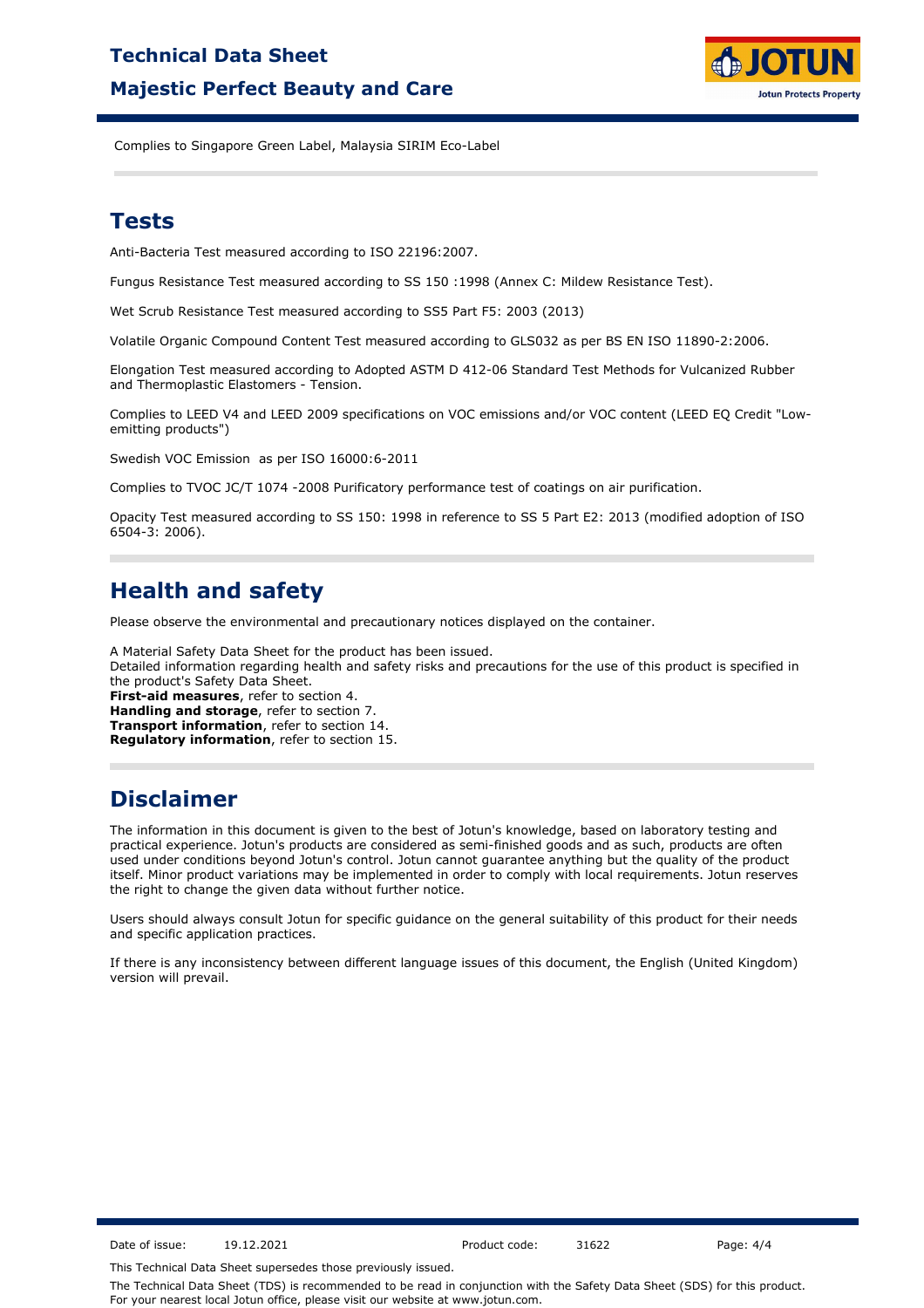Complies to Singapore Green Label, Malaysia SIRIM Eco-Label

## Tests

Anti-Bacteria Test measured according to ISO 22196:2007.

Fungus Resistance Test measured according to SS 150 :1998 (Annex C: Mildew Resistance Test).

Wet Scrub Resistance Test measured according to SS5 Part F5: 2003 (2013)

Volatile Organic Compound Content Test measured according to GLS032 as per BS EN ISO 11890-2:2006.

Elongation Test measured according to Adopted ASTM D 412-06 Standard Test Methods for Vulcanized Rubber and Thermoplastic Elastomers - Tension.

Complies to LEED V4 and LEED 2009 specifications on VOC emissions and/or VOC content (LEED EQ Credit "Low-emitting products")

Swedish VOC Emission as per ISO 16000:6-2011

Complies to TVOC JC/T 1074 -2008 Purificatory performance test of coatings on air purification.

Opacity Test measured according to SS 150: 1998 in reference to SS 5 Part E2: 2013 (modified adoption of ISO 6504-3: 2006).

## Health and safety

Please observe the environmental and precautionary notices displayed on the container.

A Material Safety Data Sheet for the product has been issued.
Detailed information regarding health and safety risks and precautions for the use of this product is specified in the product's Safety Data Sheet.
**First-aid measures**, refer to section 4.
**Handling and storage**, refer to section 7.
**Transport information**, refer to section 14.
**Regulatory information**, refer to section 15.

## Disclaimer

The information in this document is given to the best of Jotun's knowledge, based on laboratory testing and practical experience. Jotun's products are considered as semi-finished goods and as such, products are often used under conditions beyond Jotun's control. Jotun cannot guarantee anything but the quality of the product itself. Minor product variations may be implemented in order to comply with local requirements. Jotun reserves the right to change the given data without further notice.

Users should always consult Jotun for specific guidance on the general suitability of this product for their needs and specific application practices.

If there is any inconsistency between different language issues of this document, the English (United Kingdom) version will prevail.